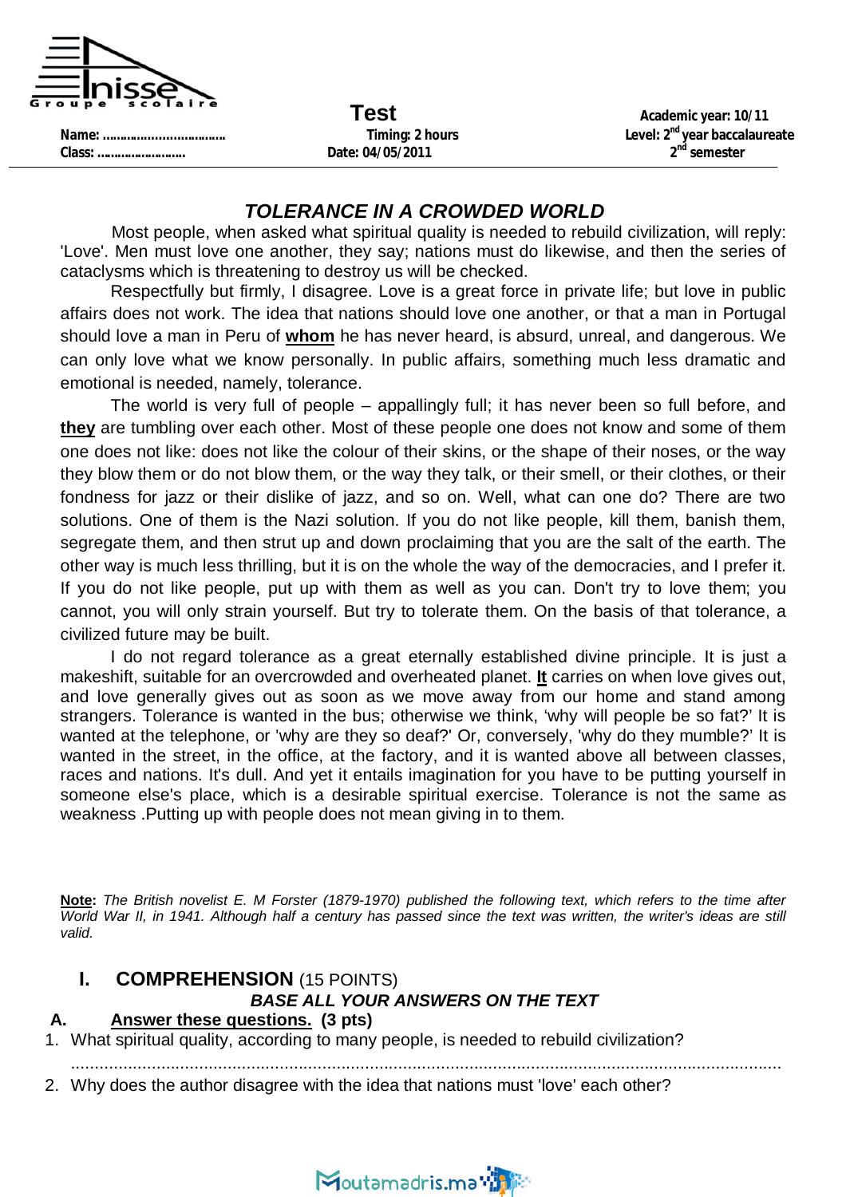Groupe scolaire Inisse

Name: ……………………………
Class: ……………………

**Test**
**Timing: 2 hours**
**Date: 04/05/2011**

**Academic year: 10/11**
**Level: 2nd year baccalaureate**
**2nd semester**

## *TOLERANCE IN A CROWDED WORLD*

Most people, when asked what spiritual quality is needed to rebuild civilization, will reply: 'Love'. Men must love one another, they say; nations must do likewise, and then the series of cataclysms which is threatening to destroy us will be checked.

Respectfully but firmly, I disagree. Love is a great force in private life; but love in public affairs does not work. The idea that nations should love one another, or that a man in Portugal should love a man in Peru of **whom** he has never heard, is absurd, unreal, and dangerous. We can only love what we know personally. In public affairs, something much less dramatic and emotional is needed, namely, tolerance.

The world is very full of people – appallingly full; it has never been so full before, and **they** are tumbling over each other. Most of these people one does not know and some of them one does not like: does not like the colour of their skins, or the shape of their noses, or the way they blow them or do not blow them, or the way they talk, or their smell, or their clothes, or their fondness for jazz or their dislike of jazz, and so on. Well, what can one do? There are two solutions. One of them is the Nazi solution. If you do not like people, kill them, banish them, segregate them, and then strut up and down proclaiming that you are the salt of the earth. The other way is much less thrilling, but it is on the whole the way of the democracies, and I prefer it. If you do not like people, put up with them as well as you can. Don't try to love them; you cannot, you will only strain yourself. But try to tolerate them. On the basis of that tolerance, a civilized future may be built.

I do not regard tolerance as a great eternally established divine principle. It is just a makeshift, suitable for an overcrowded and overheated planet. **It** carries on when love gives out, and love generally gives out as soon as we move away from our home and stand among strangers. Tolerance is wanted in the bus; otherwise we think, 'why will people be so fat?' It is wanted at the telephone, or 'why are they so deaf?' Or, conversely, 'why do they mumble?' It is wanted in the street, in the office, at the factory, and it is wanted above all between classes, races and nations. It's dull. And yet it entails imagination for you have to be putting yourself in someone else's place, which is a desirable spiritual exercise. Tolerance is not the same as weakness .Putting up with people does not mean giving in to them.

**Note:** *The British novelist E. M Forster (1879-1970) published the following text, which refers to the time after World War II, in 1941. Although half a century has passed since the text was written, the writer's ideas are still valid.*

## I. COMPREHENSION (15 POINTS)

***BASE ALL YOUR ANSWERS ON THE TEXT***

### A. Answer these questions. (3 pts)

1. What spiritual quality, according to many people, is needed to rebuild civilization?

   ………………………………………………………………………………………………………

2. Why does the author disagree with the idea that nations must 'love' each other?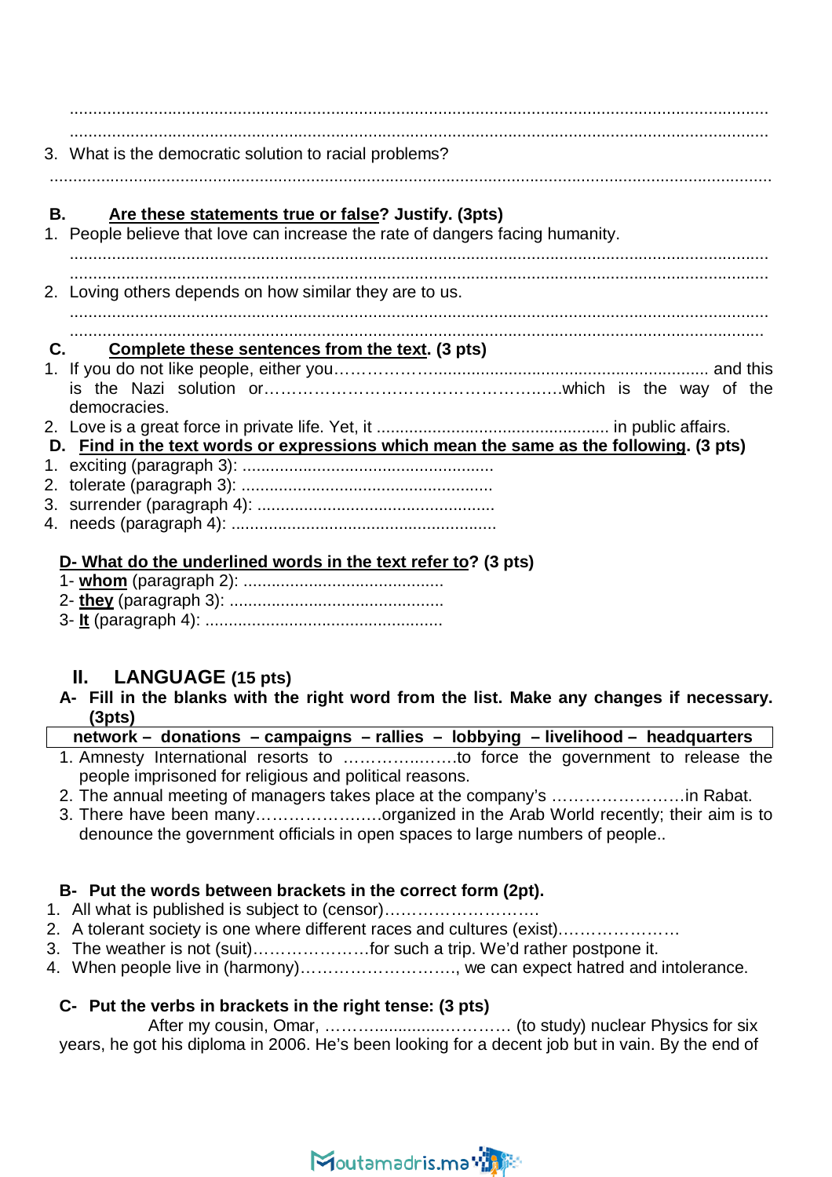..............................................................................................................................................

..............................................................................................................................................

3. What is the democratic solution to racial problems?

..............................................................................................................................................

**B. Are these statements true or false? Justify. (3pts)**

1. People believe that love can increase the rate of dangers facing humanity.

   ..............................................................................................................................................

   ..............................................................................................................................................

2. Loving others depends on how similar they are to us.

   ..............................................................................................................................................

   ..............................................................................................................................................

**C. Complete these sentences from the text. (3 pts)**

1. If you do not like people, either you………………............................................................ and this is the Nazi solution or………………………………………….......which is the way of the democracies.
2. Love is a great force in private life. Yet, it ................................................. in public affairs.

**D. Find in the text words or expressions which mean the same as the following. (3 pts)**

1. exciting (paragraph 3): .....................................................
2. tolerate (paragraph 3): .....................................................
3. surrender (paragraph 4): ..................................................
4. needs (paragraph 4): ........................................................

**D- What do the underlined words in the text refer to? (3 pts)**

1- **whom** (paragraph 2): ..........................................

2- **they** (paragraph 3): .............................................

3- **It** (paragraph 4): ..................................................

## II. LANGUAGE (15 pts)

**A- Fill in the blanks with the right word from the list. Make any changes if necessary. (3pts)**

| network – donations – campaigns – rallies – lobbying – livelihood – headquarters |
|---|

1. Amnesty International resorts to ………….…….to force the government to release the people imprisoned for religious and political reasons.
2. The annual meeting of managers takes place at the company's ……………………in Rabat.
3. There have been many…………………..organized in the Arab World recently; their aim is to denounce the government officials in open spaces to large numbers of people..

**B- Put the words between brackets in the correct form (2pt).**

1. All what is published is subject to (censor)……………………….
2. A tolerant society is one where different races and cultures (exist)…………………
3. The weather is not (suit)…………………for such a trip. We'd rather postpone it.
4. When people live in (harmony)………………………, we can expect hatred and intolerance.

**C- Put the verbs in brackets in the right tense: (3 pts)**

After my cousin, Omar, ……….................………… (to study) nuclear Physics for six years, he got his diploma in 2006. He's been looking for a decent job but in vain. By the end of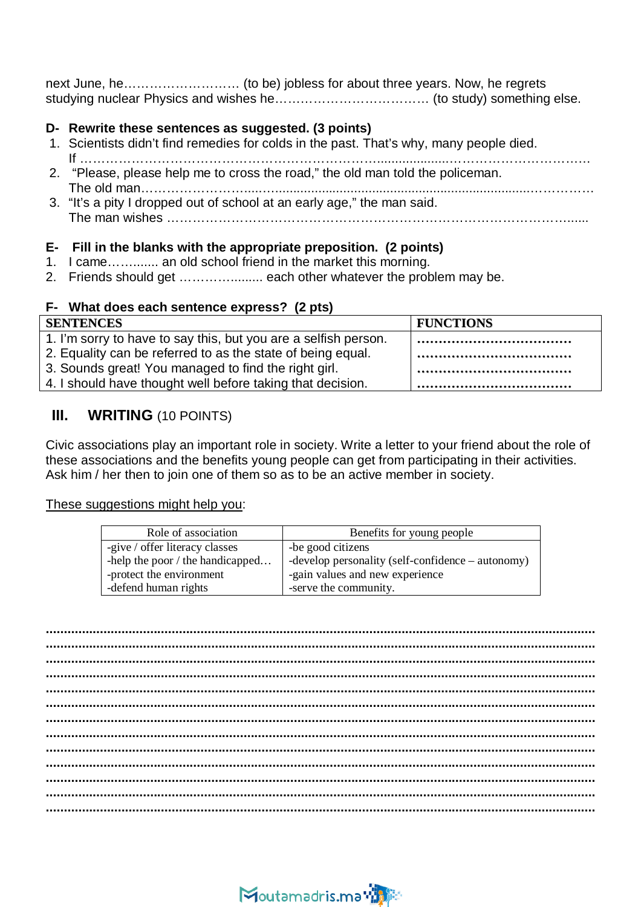next June, he……………………… (to be) jobless for about three years. Now, he regrets studying nuclear Physics and wishes he……………………………… (to study) something else.

**D- Rewrite these sentences as suggested. (3 points)**

1. Scientists didn't find remedies for colds in the past. That's why, many people died.
   If ……………………………………………………………………………………………………………
2. "Please, please help me to cross the road," the old man told the policeman.
   The old man……………………………………………………………………………………………
3. "It's a pity I dropped out of school at an early age," the man said.
   The man wishes ………………………………………………………………………………………

**E- Fill in the blanks with the appropriate preposition. (2 points)**

1. I came………... an old school friend in the market this morning.
2. Friends should get ……………...... each other whatever the problem may be.

**F- What does each sentence express? (2 pts)**

| SENTENCES | FUNCTIONS |
|---|---|
| 1. I'm sorry to have to say this, but you are a selfish person. | ……………………………… |
| 2. Equality can be referred to as the state of being equal. | ……………………………… |
| 3. Sounds great! You managed to find the right girl. | ……………………………… |
| 4. I should have thought well before taking that decision. | ……………………………… |

## III. WRITING (10 POINTS)

Civic associations play an important role in society. Write a letter to your friend about the role of these associations and the benefits young people can get from participating in their activities. Ask him / her then to join one of them so as to be an active member in society.

These suggestions might help you:

| Role of association | Benefits for young people |
|---|---|
| -give / offer literacy classes | -be good citizens |
| -help the poor / the handicapped… | -develop personality (self-confidence – autonomy) |
| -protect the environment | -gain values and new experience |
| -defend human rights | -serve the community. |

……………………………………………………………………………………………………………
……………………………………………………………………………………………………………
……………………………………………………………………………………………………………
……………………………………………………………………………………………………………
……………………………………………………………………………………………………………
……………………………………………………………………………………………………………
……………………………………………………………………………………………………………
……………………………………………………………………………………………………………
……………………………………………………………………………………………………………
……………………………………………………………………………………………………………
……………………………………………………………………………………………………………
……………………………………………………………………………………………………………
……………………………………………………………………………………………………………